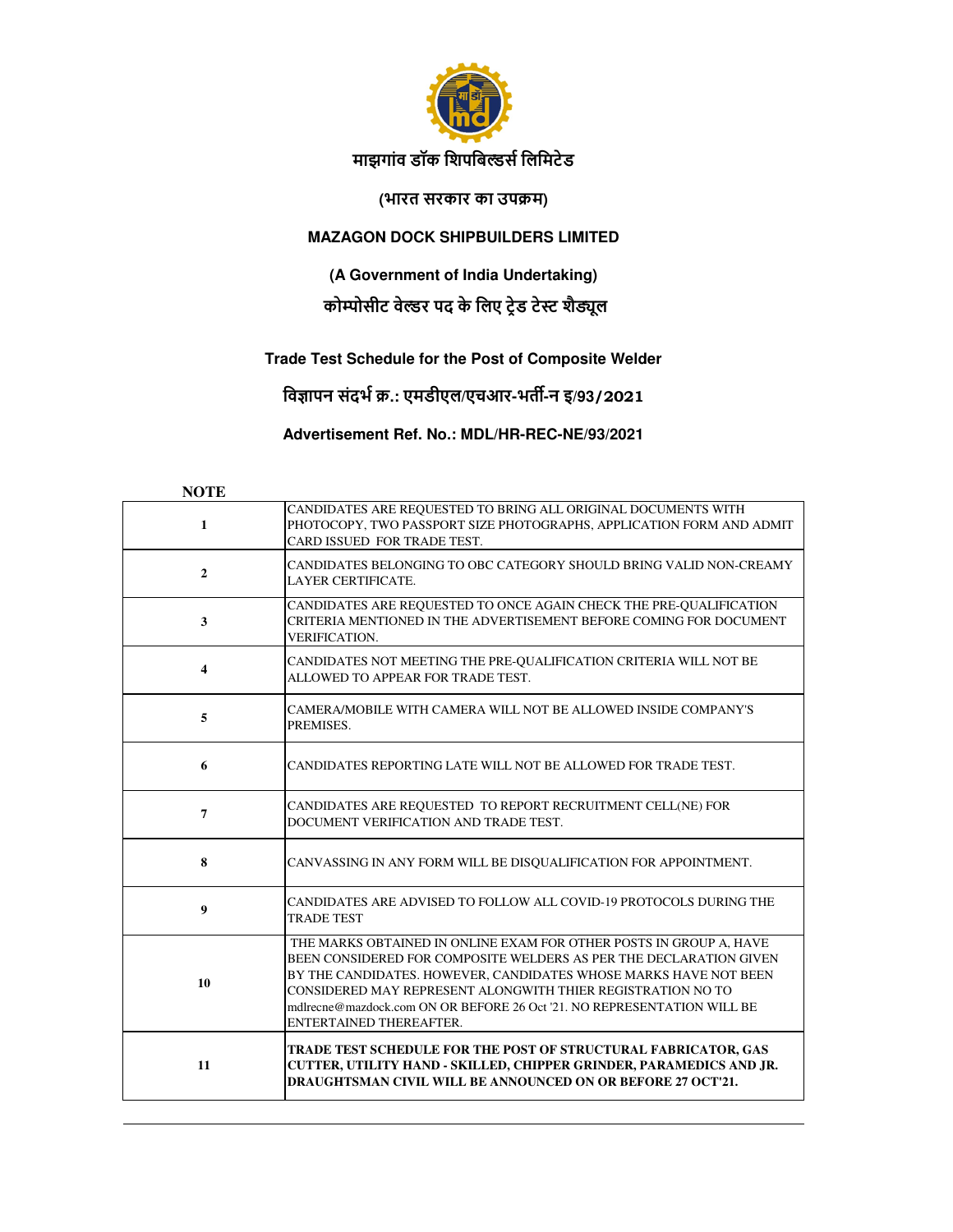# माझगांव डॉक शिपबिल्डर्स लिमिटेड

## (भारत सरकार का उपक्रम)

## MAZAGON DOCK SHIPBUILDERS LIMITED

## (A Government of India Undertaking)

## कोम्पोसीट वेल्डर पद के लिए ट्रेड टेस्ट शैड्यूल

## Trade Test Schedule for the Post of Composite Welder

### विज्ञापन संदर्भ क्र.: एमडीएल/एचआर-भर्ती-न इ/93/2021

### Advertisement Ref. No.: MDL/HR-REC-NE/93/2021

**NOTE**

| | |
|---|---|
| 1 | CANDIDATES ARE REQUESTED TO BRING ALL ORIGINAL DOCUMENTS WITH PHOTOCOPY, TWO PASSPORT SIZE PHOTOGRAPHS, APPLICATION FORM AND ADMIT CARD ISSUED FOR TRADE TEST. |
| 2 | CANDIDATES BELONGING TO OBC CATEGORY SHOULD BRING VALID NON-CREAMY LAYER CERTIFICATE. |
| 3 | CANDIDATES ARE REQUESTED TO ONCE AGAIN CHECK THE PRE-QUALIFICATION CRITERIA MENTIONED IN THE ADVERTISEMENT BEFORE COMING FOR DOCUMENT VERIFICATION. |
| 4 | CANDIDATES NOT MEETING THE PRE-QUALIFICATION CRITERIA WILL NOT BE ALLOWED TO APPEAR FOR TRADE TEST. |
| 5 | CAMERA/MOBILE WITH CAMERA WILL NOT BE ALLOWED INSIDE COMPANY'S PREMISES. |
| 6 | CANDIDATES REPORTING LATE WILL NOT BE ALLOWED FOR TRADE TEST. |
| 7 | CANDIDATES ARE REQUESTED TO REPORT RECRUITMENT CELL(NE) FOR DOCUMENT VERIFICATION AND TRADE TEST. |
| 8 | CANVASSING IN ANY FORM WILL BE DISQUALIFICATION FOR APPOINTMENT. |
| 9 | CANDIDATES ARE ADVISED TO FOLLOW ALL COVID-19 PROTOCOLS DURING THE TRADE TEST |
| 10 | THE MARKS OBTAINED IN ONLINE EXAM FOR OTHER POSTS IN GROUP A, HAVE BEEN CONSIDERED FOR COMPOSITE WELDERS AS PER THE DECLARATION GIVEN BY THE CANDIDATES. HOWEVER, CANDIDATES WHOSE MARKS HAVE NOT BEEN CONSIDERED MAY REPRESENT ALONGWITH THIER REGISTRATION NO TO mdlrecne@mazdock.com ON OR BEFORE 26 Oct '21. NO REPRESENTATION WILL BE ENTERTAINED THEREAFTER. |
| 11 | **TRADE TEST SCHEDULE FOR THE POST OF STRUCTURAL FABRICATOR, GAS CUTTER, UTILITY HAND - SKILLED, CHIPPER GRINDER, PARAMEDICS AND JR. DRAUGHTSMAN CIVIL WILL BE ANNOUNCED ON OR BEFORE 27 OCT'21.** |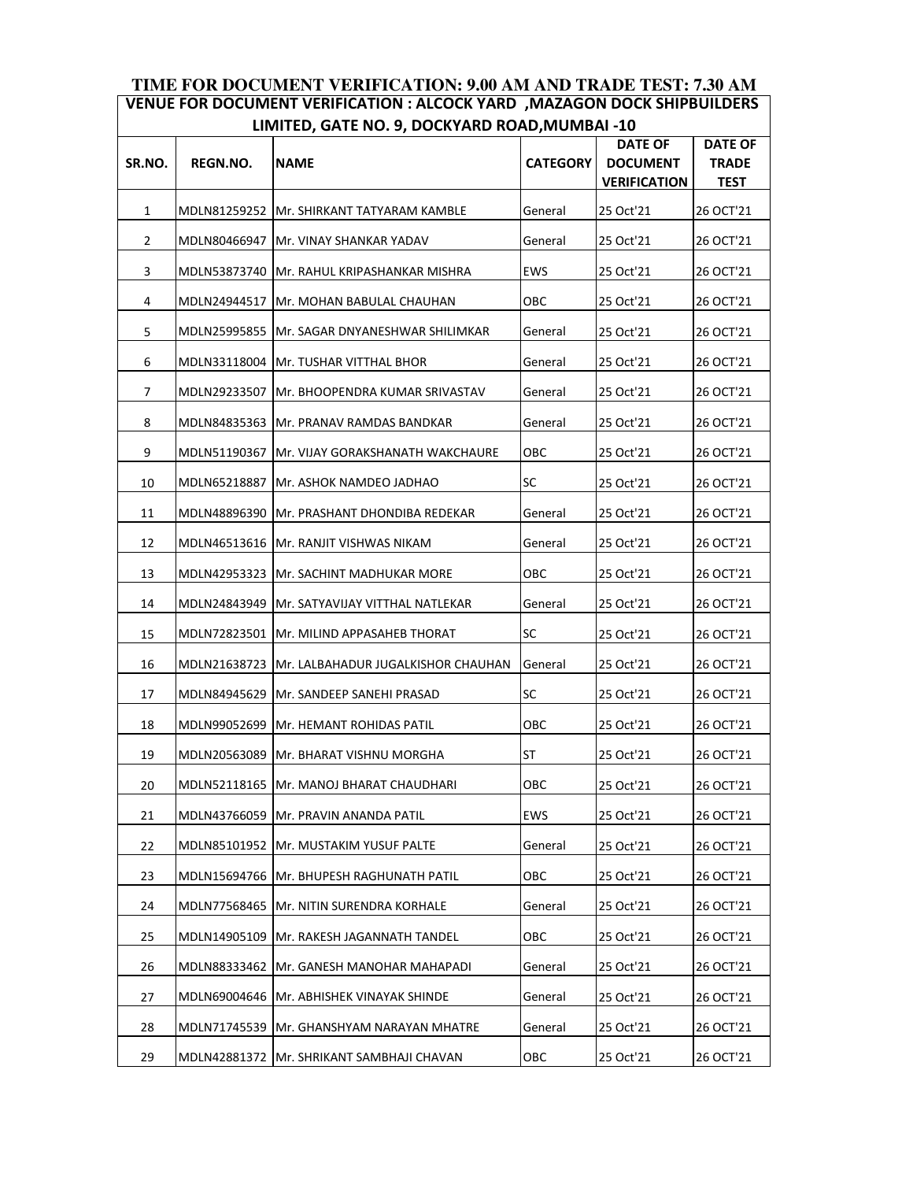**TIME FOR DOCUMENT VERIFICATION: 9.00 AM AND TRADE TEST: 7.30 AM**

**VENUE FOR DOCUMENT VERIFICATION : ALCOCK YARD ,MAZAGON DOCK SHIPBUILDERS LIMITED, GATE NO. 9, DOCKYARD ROAD,MUMBAI -10**

| SR.NO. | REGN.NO. | NAME | CATEGORY | DATE OF DOCUMENT VERIFICATION | DATE OF TRADE TEST |
|---|---|---|---|---|---|
| 1 | MDLN81259252 | Mr. SHIRKANT TATYARAM KAMBLE | General | 25 Oct'21 | 26 OCT'21 |
| 2 | MDLN80466947 | Mr. VINAY SHANKAR YADAV | General | 25 Oct'21 | 26 OCT'21 |
| 3 | MDLN53873740 | Mr. RAHUL KRIPASHANKAR MISHRA | EWS | 25 Oct'21 | 26 OCT'21 |
| 4 | MDLN24944517 | Mr. MOHAN BABULAL CHAUHAN | OBC | 25 Oct'21 | 26 OCT'21 |
| 5 | MDLN25995855 | Mr. SAGAR DNYANESHWAR SHILIMKAR | General | 25 Oct'21 | 26 OCT'21 |
| 6 | MDLN33118004 | Mr. TUSHAR VITTHAL BHOR | General | 25 Oct'21 | 26 OCT'21 |
| 7 | MDLN29233507 | Mr. BHOOPENDRA KUMAR SRIVASTAV | General | 25 Oct'21 | 26 OCT'21 |
| 8 | MDLN84835363 | Mr. PRANAV RAMDAS BANDKAR | General | 25 Oct'21 | 26 OCT'21 |
| 9 | MDLN51190367 | Mr. VIJAY GORAKSHANATH WAKCHAURE | OBC | 25 Oct'21 | 26 OCT'21 |
| 10 | MDLN65218887 | Mr. ASHOK NAMDEO JADHAO | SC | 25 Oct'21 | 26 OCT'21 |
| 11 | MDLN48896390 | Mr. PRASHANT DHONDIBA REDEKAR | General | 25 Oct'21 | 26 OCT'21 |
| 12 | MDLN46513616 | Mr. RANJIT VISHWAS NIKAM | General | 25 Oct'21 | 26 OCT'21 |
| 13 | MDLN42953323 | Mr. SACHINT MADHUKAR MORE | OBC | 25 Oct'21 | 26 OCT'21 |
| 14 | MDLN24843949 | Mr. SATYAVIJAY VITTHAL NATLEKAR | General | 25 Oct'21 | 26 OCT'21 |
| 15 | MDLN72823501 | Mr. MILIND APPASAHEB THORAT | SC | 25 Oct'21 | 26 OCT'21 |
| 16 | MDLN21638723 | Mr. LALBAHADUR JUGALKISHOR CHAUHAN | General | 25 Oct'21 | 26 OCT'21 |
| 17 | MDLN84945629 | Mr. SANDEEP SANEHI PRASAD | SC | 25 Oct'21 | 26 OCT'21 |
| 18 | MDLN99052699 | Mr. HEMANT ROHIDAS PATIL | OBC | 25 Oct'21 | 26 OCT'21 |
| 19 | MDLN20563089 | Mr. BHARAT VISHNU MORGHA | ST | 25 Oct'21 | 26 OCT'21 |
| 20 | MDLN52118165 | Mr. MANOJ BHARAT CHAUDHARI | OBC | 25 Oct'21 | 26 OCT'21 |
| 21 | MDLN43766059 | Mr. PRAVIN ANANDA PATIL | EWS | 25 Oct'21 | 26 OCT'21 |
| 22 | MDLN85101952 | Mr. MUSTAKIM YUSUF PALTE | General | 25 Oct'21 | 26 OCT'21 |
| 23 | MDLN15694766 | Mr. BHUPESH RAGHUNATH PATIL | OBC | 25 Oct'21 | 26 OCT'21 |
| 24 | MDLN77568465 | Mr. NITIN SURENDRA KORHALE | General | 25 Oct'21 | 26 OCT'21 |
| 25 | MDLN14905109 | Mr. RAKESH JAGANNATH TANDEL | OBC | 25 Oct'21 | 26 OCT'21 |
| 26 | MDLN88333462 | Mr. GANESH MANOHAR MAHAPADI | General | 25 Oct'21 | 26 OCT'21 |
| 27 | MDLN69004646 | Mr. ABHISHEK VINAYAK SHINDE | General | 25 Oct'21 | 26 OCT'21 |
| 28 | MDLN71745539 | Mr. GHANSHYAM NARAYAN MHATRE | General | 25 Oct'21 | 26 OCT'21 |
| 29 | MDLN42881372 | Mr. SHRIKANT SAMBHAJI CHAVAN | OBC | 25 Oct'21 | 26 OCT'21 |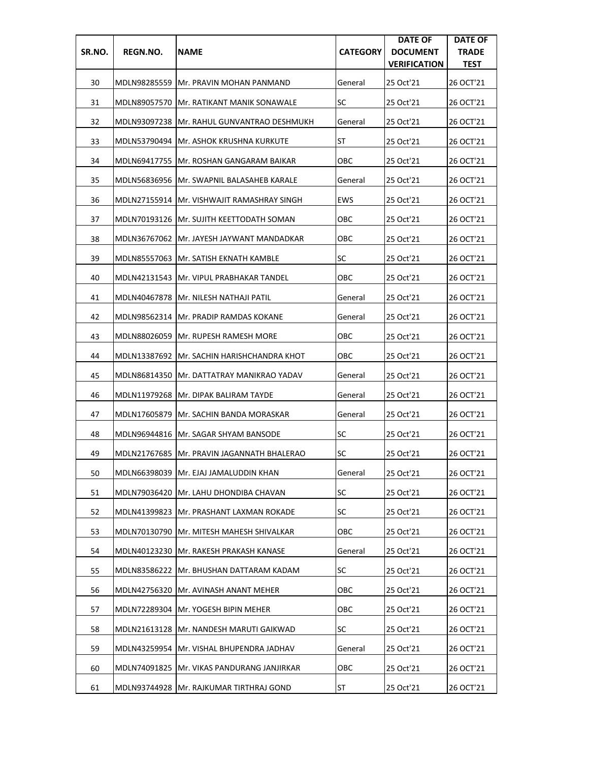| SR.NO. | REGN.NO. | NAME | CATEGORY | DATE OF DOCUMENT VERIFICATION | DATE OF TRADE TEST |
|---|---|---|---|---|---|
| 30 | MDLN98285559 | Mr. PRAVIN MOHAN PANMAND | General | 25 Oct'21 | 26 OCT'21 |
| 31 | MDLN89057570 | Mr. RATIKANT MANIK SONAWALE | SC | 25 Oct'21 | 26 OCT'21 |
| 32 | MDLN93097238 | Mr. RAHUL GUNVANTRAO DESHMUKH | General | 25 Oct'21 | 26 OCT'21 |
| 33 | MDLN53790494 | Mr. ASHOK KRUSHNA KURKUTE | ST | 25 Oct'21 | 26 OCT'21 |
| 34 | MDLN69417755 | Mr. ROSHAN GANGARAM BAIKAR | OBC | 25 Oct'21 | 26 OCT'21 |
| 35 | MDLN56836956 | Mr. SWAPNIL BALASAHEB KARALE | General | 25 Oct'21 | 26 OCT'21 |
| 36 | MDLN27155914 | Mr. VISHWAJIT RAMASHRAY SINGH | EWS | 25 Oct'21 | 26 OCT'21 |
| 37 | MDLN70193126 | Mr. SUJITH KEETTODATH SOMAN | OBC | 25 Oct'21 | 26 OCT'21 |
| 38 | MDLN36767062 | Mr. JAYESH JAYWANT MANDADKAR | OBC | 25 Oct'21 | 26 OCT'21 |
| 39 | MDLN85557063 | Mr. SATISH EKNATH KAMBLE | SC | 25 Oct'21 | 26 OCT'21 |
| 40 | MDLN42131543 | Mr. VIPUL PRABHAKAR TANDEL | OBC | 25 Oct'21 | 26 OCT'21 |
| 41 | MDLN40467878 | Mr. NILESH NATHAJI PATIL | General | 25 Oct'21 | 26 OCT'21 |
| 42 | MDLN98562314 | Mr. PRADIP RAMDAS KOKANE | General | 25 Oct'21 | 26 OCT'21 |
| 43 | MDLN88026059 | Mr. RUPESH RAMESH MORE | OBC | 25 Oct'21 | 26 OCT'21 |
| 44 | MDLN13387692 | Mr. SACHIN HARISHCHANDRA KHOT | OBC | 25 Oct'21 | 26 OCT'21 |
| 45 | MDLN86814350 | Mr. DATTATRAY MANIKRAO YADAV | General | 25 Oct'21 | 26 OCT'21 |
| 46 | MDLN11979268 | Mr. DIPAK BALIRAM TAYDE | General | 25 Oct'21 | 26 OCT'21 |
| 47 | MDLN17605879 | Mr. SACHIN BANDA MORASKAR | General | 25 Oct'21 | 26 OCT'21 |
| 48 | MDLN96944816 | Mr. SAGAR SHYAM BANSODE | SC | 25 Oct'21 | 26 OCT'21 |
| 49 | MDLN21767685 | Mr. PRAVIN JAGANNATH BHALERAO | SC | 25 Oct'21 | 26 OCT'21 |
| 50 | MDLN66398039 | Mr. EJAJ JAMALUDDIN KHAN | General | 25 Oct'21 | 26 OCT'21 |
| 51 | MDLN79036420 | Mr. LAHU DHONDIBA CHAVAN | SC | 25 Oct'21 | 26 OCT'21 |
| 52 | MDLN41399823 | Mr. PRASHANT LAXMAN ROKADE | SC | 25 Oct'21 | 26 OCT'21 |
| 53 | MDLN70130790 | Mr. MITESH MAHESH SHIVALKAR | OBC | 25 Oct'21 | 26 OCT'21 |
| 54 | MDLN40123230 | Mr. RAKESH PRAKASH KANASE | General | 25 Oct'21 | 26 OCT'21 |
| 55 | MDLN83586222 | Mr. BHUSHAN DATTARAM KADAM | SC | 25 Oct'21 | 26 OCT'21 |
| 56 | MDLN42756320 | Mr. AVINASH ANANT MEHER | OBC | 25 Oct'21 | 26 OCT'21 |
| 57 | MDLN72289304 | Mr. YOGESH BIPIN MEHER | OBC | 25 Oct'21 | 26 OCT'21 |
| 58 | MDLN21613128 | Mr. NANDESH MARUTI GAIKWAD | SC | 25 Oct'21 | 26 OCT'21 |
| 59 | MDLN43259954 | Mr. VISHAL BHUPENDRA JADHAV | General | 25 Oct'21 | 26 OCT'21 |
| 60 | MDLN74091825 | Mr. VIKAS PANDURANG JANJIRKAR | OBC | 25 Oct'21 | 26 OCT'21 |
| 61 | MDLN93744928 | Mr. RAJKUMAR TIRTHRAJ GOND | ST | 25 Oct'21 | 26 OCT'21 |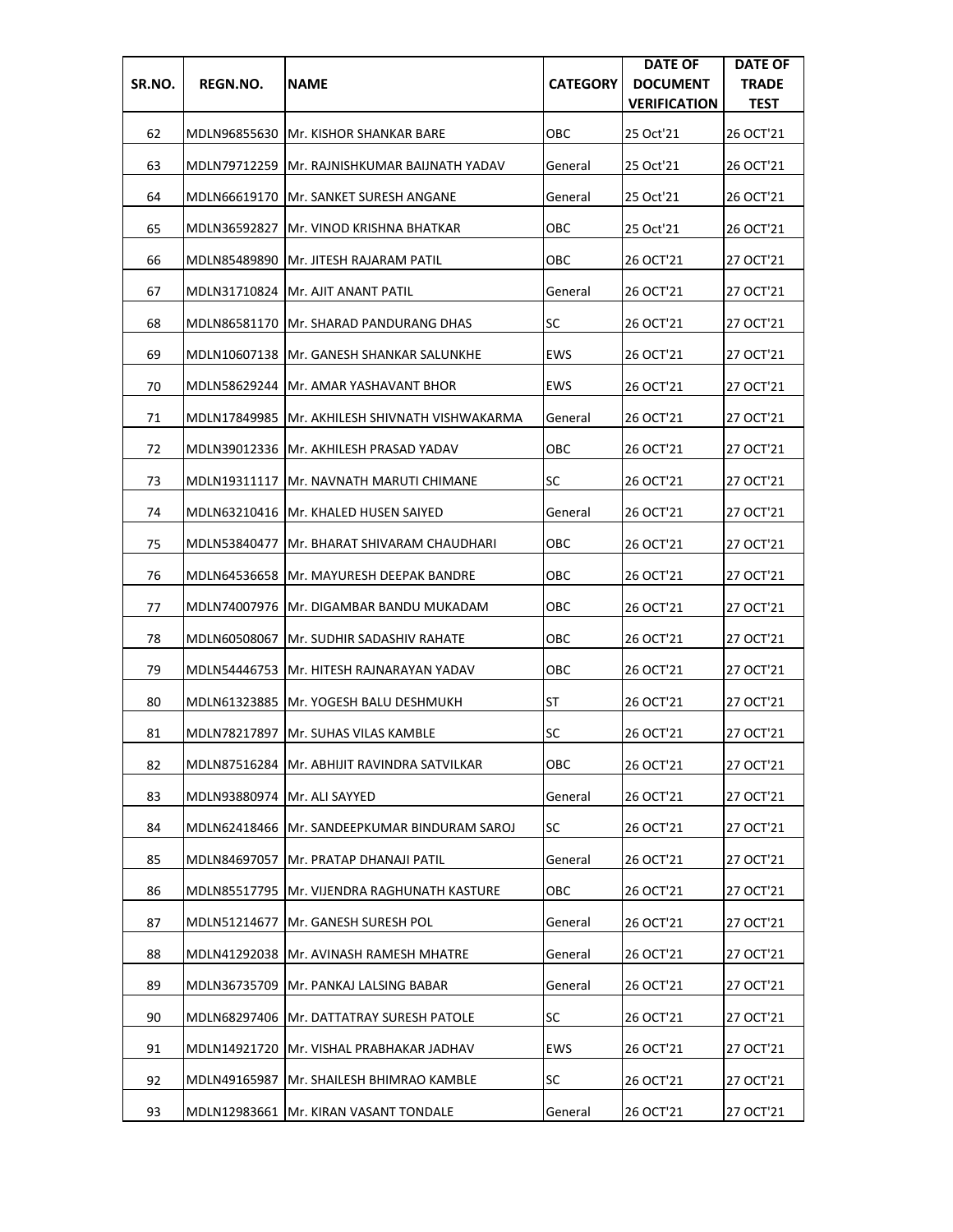| SR.NO. | REGN.NO. | NAME | CATEGORY | DATE OF DOCUMENT VERIFICATION | DATE OF TRADE TEST |
|---|---|---|---|---|---|
| 62 | MDLN96855630 | Mr. KISHOR SHANKAR BARE | OBC | 25 Oct'21 | 26 OCT'21 |
| 63 | MDLN79712259 | Mr. RAJNISHKUMAR BAIJNATH YADAV | General | 25 Oct'21 | 26 OCT'21 |
| 64 | MDLN66619170 | Mr. SANKET SURESH ANGANE | General | 25 Oct'21 | 26 OCT'21 |
| 65 | MDLN36592827 | Mr. VINOD KRISHNA BHATKAR | OBC | 25 Oct'21 | 26 OCT'21 |
| 66 | MDLN85489890 | Mr. JITESH RAJARAM PATIL | OBC | 26 OCT'21 | 27 OCT'21 |
| 67 | MDLN31710824 | Mr. AJIT ANANT PATIL | General | 26 OCT'21 | 27 OCT'21 |
| 68 | MDLN86581170 | Mr. SHARAD PANDURANG DHAS | SC | 26 OCT'21 | 27 OCT'21 |
| 69 | MDLN10607138 | Mr. GANESH SHANKAR SALUNKHE | EWS | 26 OCT'21 | 27 OCT'21 |
| 70 | MDLN58629244 | Mr. AMAR YASHAVANT BHOR | EWS | 26 OCT'21 | 27 OCT'21 |
| 71 | MDLN17849985 | Mr. AKHILESH SHIVNATH VISHWAKARMA | General | 26 OCT'21 | 27 OCT'21 |
| 72 | MDLN39012336 | Mr. AKHILESH PRASAD YADAV | OBC | 26 OCT'21 | 27 OCT'21 |
| 73 | MDLN19311117 | Mr. NAVNATH MARUTI CHIMANE | SC | 26 OCT'21 | 27 OCT'21 |
| 74 | MDLN63210416 | Mr. KHALED HUSEN SAIYED | General | 26 OCT'21 | 27 OCT'21 |
| 75 | MDLN53840477 | Mr. BHARAT SHIVARAM CHAUDHARI | OBC | 26 OCT'21 | 27 OCT'21 |
| 76 | MDLN64536658 | Mr. MAYURESH DEEPAK BANDRE | OBC | 26 OCT'21 | 27 OCT'21 |
| 77 | MDLN74007976 | Mr. DIGAMBAR BANDU MUKADAM | OBC | 26 OCT'21 | 27 OCT'21 |
| 78 | MDLN60508067 | Mr. SUDHIR SADASHIV RAHATE | OBC | 26 OCT'21 | 27 OCT'21 |
| 79 | MDLN54446753 | Mr. HITESH RAJNARAYAN YADAV | OBC | 26 OCT'21 | 27 OCT'21 |
| 80 | MDLN61323885 | Mr. YOGESH BALU DESHMUKH | ST | 26 OCT'21 | 27 OCT'21 |
| 81 | MDLN78217897 | Mr. SUHAS VILAS KAMBLE | SC | 26 OCT'21 | 27 OCT'21 |
| 82 | MDLN87516284 | Mr. ABHIJIT RAVINDRA SATVILKAR | OBC | 26 OCT'21 | 27 OCT'21 |
| 83 | MDLN93880974 | Mr. ALI SAYYED | General | 26 OCT'21 | 27 OCT'21 |
| 84 | MDLN62418466 | Mr. SANDEEPKUMAR BINDURAM SAROJ | SC | 26 OCT'21 | 27 OCT'21 |
| 85 | MDLN84697057 | Mr. PRATAP DHANAJI PATIL | General | 26 OCT'21 | 27 OCT'21 |
| 86 | MDLN85517795 | Mr. VIJENDRA RAGHUNATH KASTURE | OBC | 26 OCT'21 | 27 OCT'21 |
| 87 | MDLN51214677 | Mr. GANESH SURESH POL | General | 26 OCT'21 | 27 OCT'21 |
| 88 | MDLN41292038 | Mr. AVINASH RAMESH MHATRE | General | 26 OCT'21 | 27 OCT'21 |
| 89 | MDLN36735709 | Mr. PANKAJ LALSING BABAR | General | 26 OCT'21 | 27 OCT'21 |
| 90 | MDLN68297406 | Mr. DATTATRAY SURESH PATOLE | SC | 26 OCT'21 | 27 OCT'21 |
| 91 | MDLN14921720 | Mr. VISHAL PRABHAKAR JADHAV | EWS | 26 OCT'21 | 27 OCT'21 |
| 92 | MDLN49165987 | Mr. SHAILESH BHIMRAO KAMBLE | SC | 26 OCT'21 | 27 OCT'21 |
| 93 | MDLN12983661 | Mr. KIRAN VASANT TONDALE | General | 26 OCT'21 | 27 OCT'21 |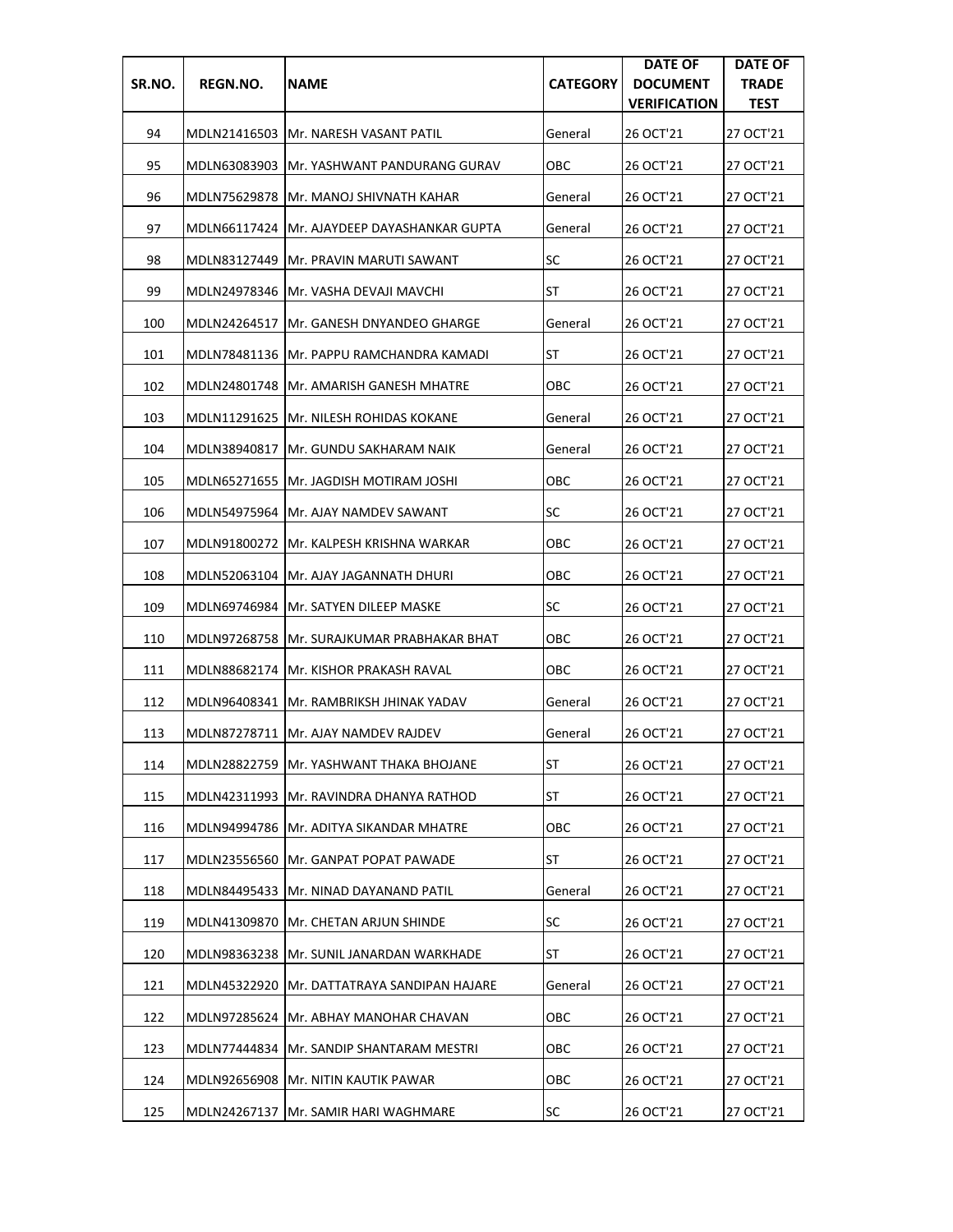| SR.NO. | REGN.NO. | NAME | CATEGORY | DATE OF DOCUMENT VERIFICATION | DATE OF TRADE TEST |
|---|---|---|---|---|---|
| 94 | MDLN21416503 | Mr. NARESH VASANT PATIL | General | 26 OCT'21 | 27 OCT'21 |
| 95 | MDLN63083903 | Mr. YASHWANT PANDURANG GURAV | OBC | 26 OCT'21 | 27 OCT'21 |
| 96 | MDLN75629878 | Mr. MANOJ SHIVNATH KAHAR | General | 26 OCT'21 | 27 OCT'21 |
| 97 | MDLN66117424 | Mr. AJAYDEEP DAYASHANKAR GUPTA | General | 26 OCT'21 | 27 OCT'21 |
| 98 | MDLN83127449 | Mr. PRAVIN MARUTI SAWANT | SC | 26 OCT'21 | 27 OCT'21 |
| 99 | MDLN24978346 | Mr. VASHA DEVAJI MAVCHI | ST | 26 OCT'21 | 27 OCT'21 |
| 100 | MDLN24264517 | Mr. GANESH DNYANDEO GHARGE | General | 26 OCT'21 | 27 OCT'21 |
| 101 | MDLN78481136 | Mr. PAPPU RAMCHANDRA KAMADI | ST | 26 OCT'21 | 27 OCT'21 |
| 102 | MDLN24801748 | Mr. AMARISH GANESH MHATRE | OBC | 26 OCT'21 | 27 OCT'21 |
| 103 | MDLN11291625 | Mr. NILESH ROHIDAS KOKANE | General | 26 OCT'21 | 27 OCT'21 |
| 104 | MDLN38940817 | Mr. GUNDU SAKHARAM NAIK | General | 26 OCT'21 | 27 OCT'21 |
| 105 | MDLN65271655 | Mr. JAGDISH MOTIRAM JOSHI | OBC | 26 OCT'21 | 27 OCT'21 |
| 106 | MDLN54975964 | Mr. AJAY NAMDEV SAWANT | SC | 26 OCT'21 | 27 OCT'21 |
| 107 | MDLN91800272 | Mr. KALPESH KRISHNA WARKAR | OBC | 26 OCT'21 | 27 OCT'21 |
| 108 | MDLN52063104 | Mr. AJAY JAGANNATH DHURI | OBC | 26 OCT'21 | 27 OCT'21 |
| 109 | MDLN69746984 | Mr. SATYEN DILEEP MASKE | SC | 26 OCT'21 | 27 OCT'21 |
| 110 | MDLN97268758 | Mr. SURAJKUMAR PRABHAKAR BHAT | OBC | 26 OCT'21 | 27 OCT'21 |
| 111 | MDLN88682174 | Mr. KISHOR PRAKASH RAVAL | OBC | 26 OCT'21 | 27 OCT'21 |
| 112 | MDLN96408341 | Mr. RAMBRIKSH JHINAK YADAV | General | 26 OCT'21 | 27 OCT'21 |
| 113 | MDLN87278711 | Mr. AJAY NAMDEV RAJDEV | General | 26 OCT'21 | 27 OCT'21 |
| 114 | MDLN28822759 | Mr. YASHWANT THAKA BHOJANE | ST | 26 OCT'21 | 27 OCT'21 |
| 115 | MDLN42311993 | Mr. RAVINDRA DHANYA RATHOD | ST | 26 OCT'21 | 27 OCT'21 |
| 116 | MDLN94994786 | Mr. ADITYA SIKANDAR MHATRE | OBC | 26 OCT'21 | 27 OCT'21 |
| 117 | MDLN23556560 | Mr. GANPAT POPAT PAWADE | ST | 26 OCT'21 | 27 OCT'21 |
| 118 | MDLN84495433 | Mr. NINAD DAYANAND PATIL | General | 26 OCT'21 | 27 OCT'21 |
| 119 | MDLN41309870 | Mr. CHETAN ARJUN SHINDE | SC | 26 OCT'21 | 27 OCT'21 |
| 120 | MDLN98363238 | Mr. SUNIL JANARDAN WARKHADE | ST | 26 OCT'21 | 27 OCT'21 |
| 121 | MDLN45322920 | Mr. DATTATRAYA SANDIPAN HAJARE | General | 26 OCT'21 | 27 OCT'21 |
| 122 | MDLN97285624 | Mr. ABHAY MANOHAR CHAVAN | OBC | 26 OCT'21 | 27 OCT'21 |
| 123 | MDLN77444834 | Mr. SANDIP SHANTARAM MESTRI | OBC | 26 OCT'21 | 27 OCT'21 |
| 124 | MDLN92656908 | Mr. NITIN KAUTIK PAWAR | OBC | 26 OCT'21 | 27 OCT'21 |
| 125 | MDLN24267137 | Mr. SAMIR HARI WAGHMARE | SC | 26 OCT'21 | 27 OCT'21 |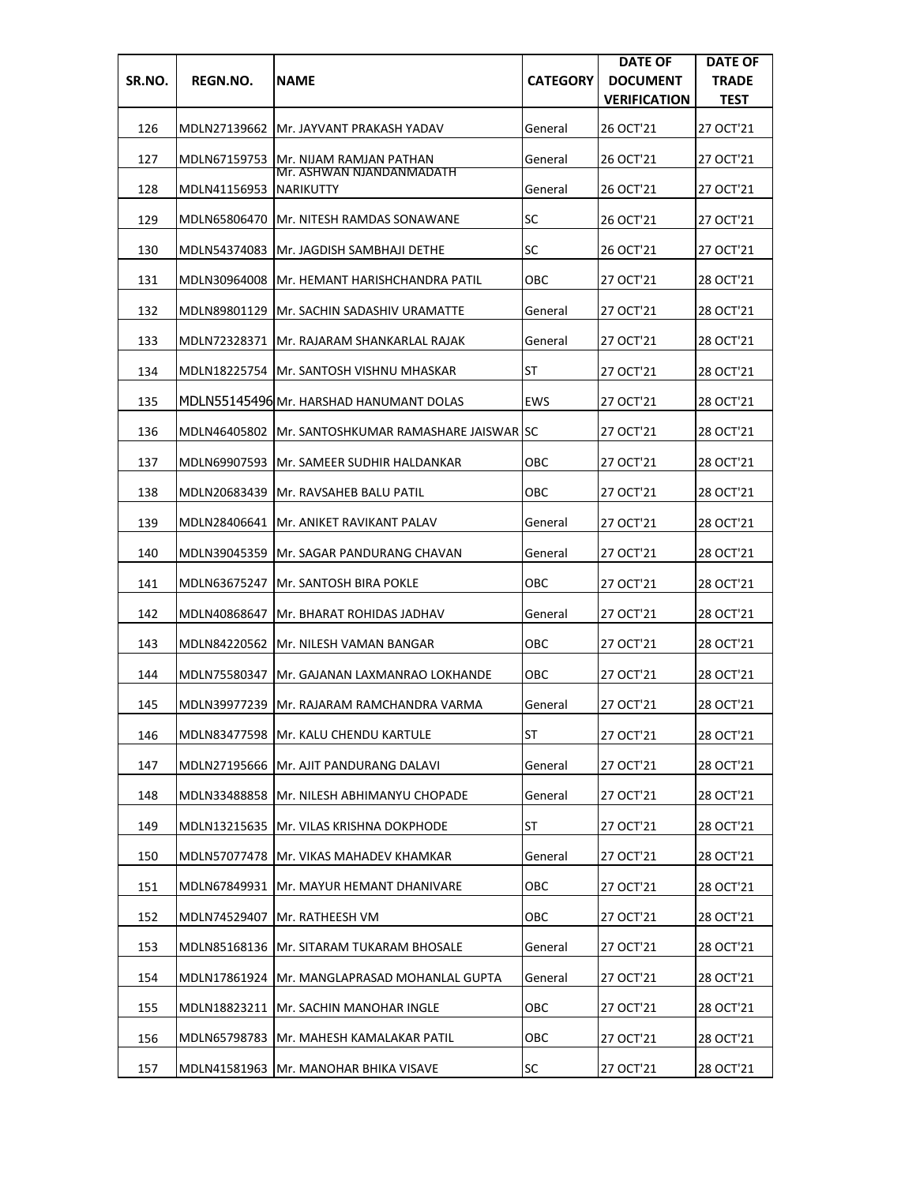| SR.NO. | REGN.NO. | NAME | CATEGORY | DATE OF DOCUMENT VERIFICATION | DATE OF TRADE TEST |
|---|---|---|---|---|---|
| 126 | MDLN27139662 | Mr. JAYVANT PRAKASH YADAV | General | 26 OCT'21 | 27 OCT'21 |
| 127 | MDLN67159753 | Mr. NIJAM RAMJAN PATHAN | General | 26 OCT'21 | 27 OCT'21 |
| 128 | MDLN41156953 | Mr. ASHWAN NJANDANMADATH NARIKUTTY | General | 26 OCT'21 | 27 OCT'21 |
| 129 | MDLN65806470 | Mr. NITESH RAMDAS SONAWANE | SC | 26 OCT'21 | 27 OCT'21 |
| 130 | MDLN54374083 | Mr. JAGDISH SAMBHAJI DETHE | SC | 26 OCT'21 | 27 OCT'21 |
| 131 | MDLN30964008 | Mr. HEMANT HARISHCHANDRA PATIL | OBC | 27 OCT'21 | 28 OCT'21 |
| 132 | MDLN89801129 | Mr. SACHIN SADASHIV URAMATTE | General | 27 OCT'21 | 28 OCT'21 |
| 133 | MDLN72328371 | Mr. RAJARAM SHANKARLAL RAJAK | General | 27 OCT'21 | 28 OCT'21 |
| 134 | MDLN18225754 | Mr. SANTOSH VISHNU MHASKAR | ST | 27 OCT'21 | 28 OCT'21 |
| 135 | MDLN55145496 | Mr. HARSHAD HANUMANT DOLAS | EWS | 27 OCT'21 | 28 OCT'21 |
| 136 | MDLN46405802 | Mr. SANTOSHKUMAR RAMASHARE JAISWAR | SC | 27 OCT'21 | 28 OCT'21 |
| 137 | MDLN69907593 | Mr. SAMEER SUDHIR HALDANKAR | OBC | 27 OCT'21 | 28 OCT'21 |
| 138 | MDLN20683439 | Mr. RAVSAHEB BALU PATIL | OBC | 27 OCT'21 | 28 OCT'21 |
| 139 | MDLN28406641 | Mr. ANIKET RAVIKANT PALAV | General | 27 OCT'21 | 28 OCT'21 |
| 140 | MDLN39045359 | Mr. SAGAR PANDURANG CHAVAN | General | 27 OCT'21 | 28 OCT'21 |
| 141 | MDLN63675247 | Mr. SANTOSH BIRA POKLE | OBC | 27 OCT'21 | 28 OCT'21 |
| 142 | MDLN40868647 | Mr. BHARAT ROHIDAS JADHAV | General | 27 OCT'21 | 28 OCT'21 |
| 143 | MDLN84220562 | Mr. NILESH VAMAN BANGAR | OBC | 27 OCT'21 | 28 OCT'21 |
| 144 | MDLN75580347 | Mr. GAJANAN LAXMANRAO LOKHANDE | OBC | 27 OCT'21 | 28 OCT'21 |
| 145 | MDLN39977239 | Mr. RAJARAM RAMCHANDRA VARMA | General | 27 OCT'21 | 28 OCT'21 |
| 146 | MDLN83477598 | Mr. KALU CHENDU KARTULE | ST | 27 OCT'21 | 28 OCT'21 |
| 147 | MDLN27195666 | Mr. AJIT PANDURANG DALAVI | General | 27 OCT'21 | 28 OCT'21 |
| 148 | MDLN33488858 | Mr. NILESH ABHIMANYU CHOPADE | General | 27 OCT'21 | 28 OCT'21 |
| 149 | MDLN13215635 | Mr. VILAS KRISHNA DOKPHODE | ST | 27 OCT'21 | 28 OCT'21 |
| 150 | MDLN57077478 | Mr. VIKAS MAHADEV KHAMKAR | General | 27 OCT'21 | 28 OCT'21 |
| 151 | MDLN67849931 | Mr. MAYUR HEMANT DHANIVARE | OBC | 27 OCT'21 | 28 OCT'21 |
| 152 | MDLN74529407 | Mr. RATHEESH VM | OBC | 27 OCT'21 | 28 OCT'21 |
| 153 | MDLN85168136 | Mr. SITARAM TUKARAM BHOSALE | General | 27 OCT'21 | 28 OCT'21 |
| 154 | MDLN17861924 | Mr. MANGLAPRASAD MOHANLAL GUPTA | General | 27 OCT'21 | 28 OCT'21 |
| 155 | MDLN18823211 | Mr. SACHIN MANOHAR INGLE | OBC | 27 OCT'21 | 28 OCT'21 |
| 156 | MDLN65798783 | Mr. MAHESH KAMALAKAR PATIL | OBC | 27 OCT'21 | 28 OCT'21 |
| 157 | MDLN41581963 | Mr. MANOHAR BHIKA VISAVE | SC | 27 OCT'21 | 28 OCT'21 |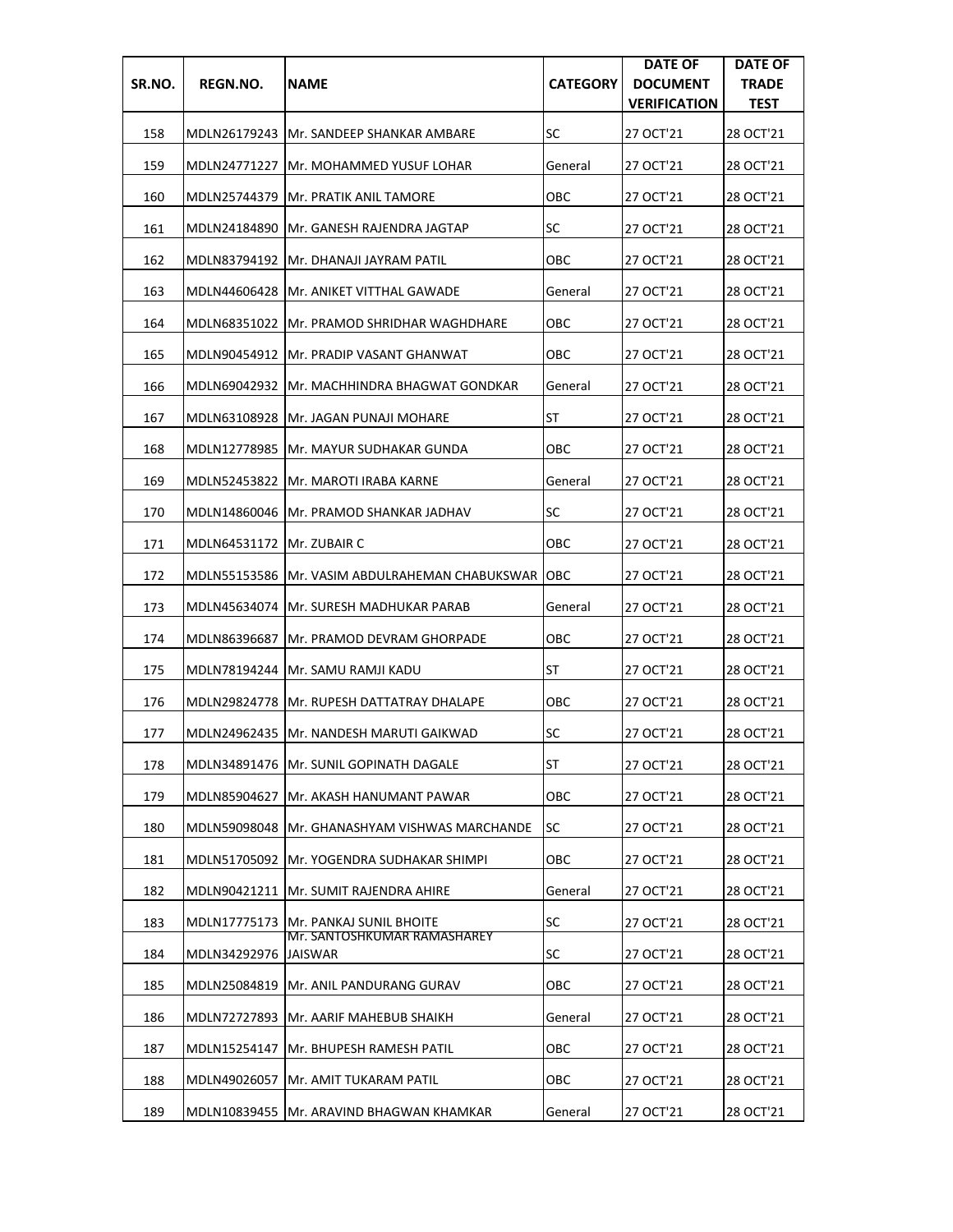| SR.NO. | REGN.NO. | NAME | CATEGORY | DATE OF DOCUMENT VERIFICATION | DATE OF TRADE TEST |
|---|---|---|---|---|---|
| 158 | MDLN26179243 | Mr. SANDEEP SHANKAR AMBARE | SC | 27 OCT'21 | 28 OCT'21 |
| 159 | MDLN24771227 | Mr. MOHAMMED YUSUF LOHAR | General | 27 OCT'21 | 28 OCT'21 |
| 160 | MDLN25744379 | Mr. PRATIK ANIL TAMORE | OBC | 27 OCT'21 | 28 OCT'21 |
| 161 | MDLN24184890 | Mr. GANESH RAJENDRA JAGTAP | SC | 27 OCT'21 | 28 OCT'21 |
| 162 | MDLN83794192 | Mr. DHANAJI JAYRAM PATIL | OBC | 27 OCT'21 | 28 OCT'21 |
| 163 | MDLN44606428 | Mr. ANIKET VITTHAL GAWADE | General | 27 OCT'21 | 28 OCT'21 |
| 164 | MDLN68351022 | Mr. PRAMOD SHRIDHAR WAGHDHARE | OBC | 27 OCT'21 | 28 OCT'21 |
| 165 | MDLN90454912 | Mr. PRADIP VASANT GHANWAT | OBC | 27 OCT'21 | 28 OCT'21 |
| 166 | MDLN69042932 | Mr. MACHHINDRA BHAGWAT GONDKAR | General | 27 OCT'21 | 28 OCT'21 |
| 167 | MDLN63108928 | Mr. JAGAN PUNAJI MOHARE | ST | 27 OCT'21 | 28 OCT'21 |
| 168 | MDLN12778985 | Mr. MAYUR SUDHAKAR GUNDA | OBC | 27 OCT'21 | 28 OCT'21 |
| 169 | MDLN52453822 | Mr. MAROTI IRABA KARNE | General | 27 OCT'21 | 28 OCT'21 |
| 170 | MDLN14860046 | Mr. PRAMOD SHANKAR JADHAV | SC | 27 OCT'21 | 28 OCT'21 |
| 171 | MDLN64531172 | Mr. ZUBAIR C | OBC | 27 OCT'21 | 28 OCT'21 |
| 172 | MDLN55153586 | Mr. VASIM ABDULRAHEMAN CHABUKSWAR | OBC | 27 OCT'21 | 28 OCT'21 |
| 173 | MDLN45634074 | Mr. SURESH MADHUKAR PARAB | General | 27 OCT'21 | 28 OCT'21 |
| 174 | MDLN86396687 | Mr. PRAMOD DEVRAM GHORPADE | OBC | 27 OCT'21 | 28 OCT'21 |
| 175 | MDLN78194244 | Mr. SAMU RAMJI KADU | ST | 27 OCT'21 | 28 OCT'21 |
| 176 | MDLN29824778 | Mr. RUPESH DATTATRAY DHALAPE | OBC | 27 OCT'21 | 28 OCT'21 |
| 177 | MDLN24962435 | Mr. NANDESH MARUTI GAIKWAD | SC | 27 OCT'21 | 28 OCT'21 |
| 178 | MDLN34891476 | Mr. SUNIL GOPINATH DAGALE | ST | 27 OCT'21 | 28 OCT'21 |
| 179 | MDLN85904627 | Mr. AKASH HANUMANT PAWAR | OBC | 27 OCT'21 | 28 OCT'21 |
| 180 | MDLN59098048 | Mr. GHANASHYAM VISHWAS MARCHANDE | SC | 27 OCT'21 | 28 OCT'21 |
| 181 | MDLN51705092 | Mr. YOGENDRA SUDHAKAR SHIMPI | OBC | 27 OCT'21 | 28 OCT'21 |
| 182 | MDLN90421211 | Mr. SUMIT RAJENDRA AHIRE | General | 27 OCT'21 | 28 OCT'21 |
| 183 | MDLN17775173 | Mr. PANKAJ SUNIL BHOITE | SC | 27 OCT'21 | 28 OCT'21 |
| 184 | MDLN34292976 | Mr. SANTOSHKUMAR RAMASHAREY JAISWAR | SC | 27 OCT'21 | 28 OCT'21 |
| 185 | MDLN25084819 | Mr. ANIL PANDURANG GURAV | OBC | 27 OCT'21 | 28 OCT'21 |
| 186 | MDLN72727893 | Mr. AARIF MAHEBUB SHAIKH | General | 27 OCT'21 | 28 OCT'21 |
| 187 | MDLN15254147 | Mr. BHUPESH RAMESH PATIL | OBC | 27 OCT'21 | 28 OCT'21 |
| 188 | MDLN49026057 | Mr. AMIT TUKARAM PATIL | OBC | 27 OCT'21 | 28 OCT'21 |
| 189 | MDLN10839455 | Mr. ARAVIND BHAGWAN KHAMKAR | General | 27 OCT'21 | 28 OCT'21 |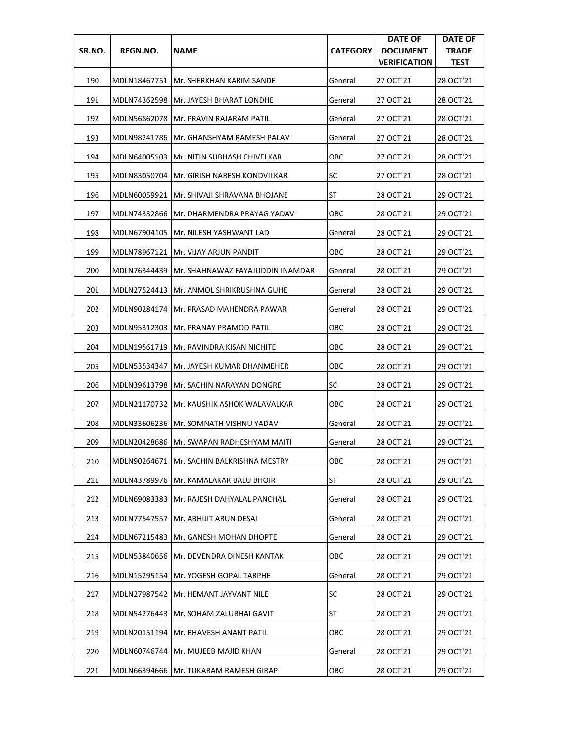| SR.NO. | REGN.NO. | NAME | CATEGORY | DATE OF DOCUMENT VERIFICATION | DATE OF TRADE TEST |
|---|---|---|---|---|---|
| 190 | MDLN18467751 | Mr. SHERKHAN KARIM SANDE | General | 27 OCT'21 | 28 OCT'21 |
| 191 | MDLN74362598 | Mr. JAYESH BHARAT LONDHE | General | 27 OCT'21 | 28 OCT'21 |
| 192 | MDLN56862078 | Mr. PRAVIN RAJARAM PATIL | General | 27 OCT'21 | 28 OCT'21 |
| 193 | MDLN98241786 | Mr. GHANSHYAM RAMESH PALAV | General | 27 OCT'21 | 28 OCT'21 |
| 194 | MDLN64005103 | Mr. NITIN SUBHASH CHIVELKAR | OBC | 27 OCT'21 | 28 OCT'21 |
| 195 | MDLN83050704 | Mr. GIRISH NARESH KONDVILKAR | SC | 27 OCT'21 | 28 OCT'21 |
| 196 | MDLN60059921 | Mr. SHIVAJI SHRAVANA BHOJANE | ST | 28 OCT'21 | 29 OCT'21 |
| 197 | MDLN74332866 | Mr. DHARMENDRA PRAYAG YADAV | OBC | 28 OCT'21 | 29 OCT'21 |
| 198 | MDLN67904105 | Mr. NILESH YASHWANT LAD | General | 28 OCT'21 | 29 OCT'21 |
| 199 | MDLN78967121 | Mr. VIJAY ARJUN PANDIT | OBC | 28 OCT'21 | 29 OCT'21 |
| 200 | MDLN76344439 | Mr. SHAHNAWAZ FAYAJUDDIN INAMDAR | General | 28 OCT'21 | 29 OCT'21 |
| 201 | MDLN27524413 | Mr. ANMOL SHRIKRUSHNA GUHE | General | 28 OCT'21 | 29 OCT'21 |
| 202 | MDLN90284174 | Mr. PRASAD MAHENDRA PAWAR | General | 28 OCT'21 | 29 OCT'21 |
| 203 | MDLN95312303 | Mr. PRANAY PRAMOD PATIL | OBC | 28 OCT'21 | 29 OCT'21 |
| 204 | MDLN19561719 | Mr. RAVINDRA KISAN NICHITE | OBC | 28 OCT'21 | 29 OCT'21 |
| 205 | MDLN53534347 | Mr. JAYESH KUMAR DHANMEHER | OBC | 28 OCT'21 | 29 OCT'21 |
| 206 | MDLN39613798 | Mr. SACHIN NARAYAN DONGRE | SC | 28 OCT'21 | 29 OCT'21 |
| 207 | MDLN21170732 | Mr. KAUSHIK ASHOK WALAVALKAR | OBC | 28 OCT'21 | 29 OCT'21 |
| 208 | MDLN33606236 | Mr. SOMNATH VISHNU YADAV | General | 28 OCT'21 | 29 OCT'21 |
| 209 | MDLN20428686 | Mr. SWAPAN RADHESHYAM MAITI | General | 28 OCT'21 | 29 OCT'21 |
| 210 | MDLN90264671 | Mr. SACHIN BALKRISHNA MESTRY | OBC | 28 OCT'21 | 29 OCT'21 |
| 211 | MDLN43789976 | Mr. KAMALAKAR BALU BHOIR | ST | 28 OCT'21 | 29 OCT'21 |
| 212 | MDLN69083383 | Mr. RAJESH DAHYALAL PANCHAL | General | 28 OCT'21 | 29 OCT'21 |
| 213 | MDLN77547557 | Mr. ABHIJIT ARUN DESAI | General | 28 OCT'21 | 29 OCT'21 |
| 214 | MDLN67215483 | Mr. GANESH MOHAN DHOPTE | General | 28 OCT'21 | 29 OCT'21 |
| 215 | MDLN53840656 | Mr. DEVENDRA DINESH KANTAK | OBC | 28 OCT'21 | 29 OCT'21 |
| 216 | MDLN15295154 | Mr. YOGESH GOPAL TARPHE | General | 28 OCT'21 | 29 OCT'21 |
| 217 | MDLN27987542 | Mr. HEMANT JAYVANT NILE | SC | 28 OCT'21 | 29 OCT'21 |
| 218 | MDLN54276443 | Mr. SOHAM ZALUBHAI GAVIT | ST | 28 OCT'21 | 29 OCT'21 |
| 219 | MDLN20151194 | Mr. BHAVESH ANANT PATIL | OBC | 28 OCT'21 | 29 OCT'21 |
| 220 | MDLN60746744 | Mr. MUJEEB MAJID KHAN | General | 28 OCT'21 | 29 OCT'21 |
| 221 | MDLN66394666 | Mr. TUKARAM RAMESH GIRAP | OBC | 28 OCT'21 | 29 OCT'21 |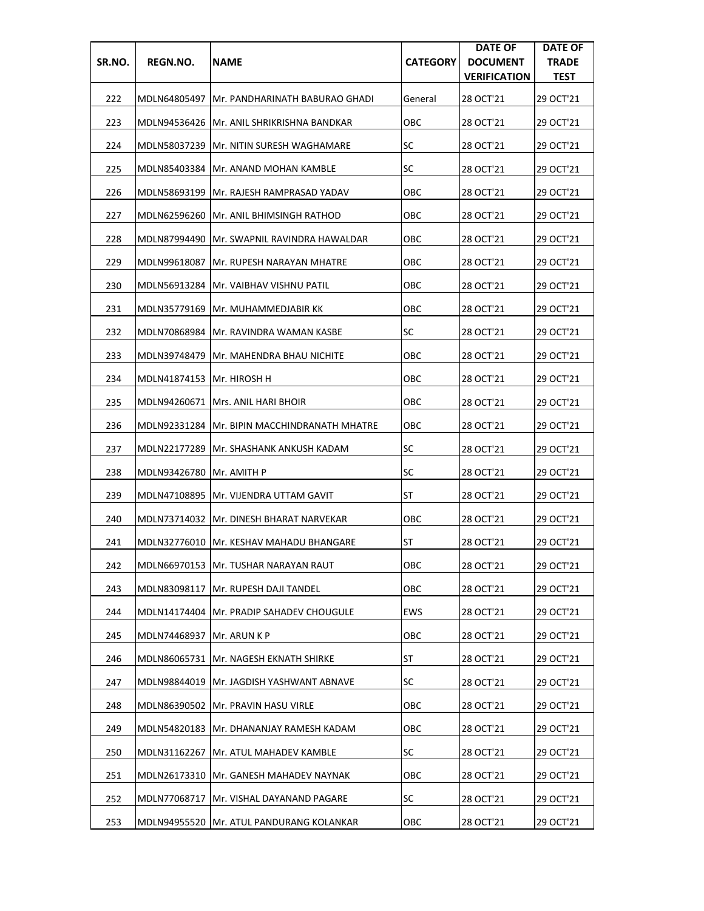| SR.NO. | REGN.NO. | NAME | CATEGORY | DATE OF DOCUMENT VERIFICATION | DATE OF TRADE TEST |
|---|---|---|---|---|---|
| 222 | MDLN64805497 | Mr. PANDHARINATH BABURAO GHADI | General | 28 OCT'21 | 29 OCT'21 |
| 223 | MDLN94536426 | Mr. ANIL SHRIKRISHNA BANDKAR | OBC | 28 OCT'21 | 29 OCT'21 |
| 224 | MDLN58037239 | Mr. NITIN SURESH WAGHAMARE | SC | 28 OCT'21 | 29 OCT'21 |
| 225 | MDLN85403384 | Mr. ANAND MOHAN KAMBLE | SC | 28 OCT'21 | 29 OCT'21 |
| 226 | MDLN58693199 | Mr. RAJESH RAMPRASAD YADAV | OBC | 28 OCT'21 | 29 OCT'21 |
| 227 | MDLN62596260 | Mr. ANIL BHIMSINGH RATHOD | OBC | 28 OCT'21 | 29 OCT'21 |
| 228 | MDLN87994490 | Mr. SWAPNIL RAVINDRA HAWALDAR | OBC | 28 OCT'21 | 29 OCT'21 |
| 229 | MDLN99618087 | Mr. RUPESH NARAYAN MHATRE | OBC | 28 OCT'21 | 29 OCT'21 |
| 230 | MDLN56913284 | Mr. VAIBHAV VISHNU PATIL | OBC | 28 OCT'21 | 29 OCT'21 |
| 231 | MDLN35779169 | Mr. MUHAMMEDJABIR KK | OBC | 28 OCT'21 | 29 OCT'21 |
| 232 | MDLN70868984 | Mr. RAVINDRA WAMAN KASBE | SC | 28 OCT'21 | 29 OCT'21 |
| 233 | MDLN39748479 | Mr. MAHENDRA BHAU NICHITE | OBC | 28 OCT'21 | 29 OCT'21 |
| 234 | MDLN41874153 | Mr. HIROSH H | OBC | 28 OCT'21 | 29 OCT'21 |
| 235 | MDLN94260671 | Mrs. ANIL HARI BHOIR | OBC | 28 OCT'21 | 29 OCT'21 |
| 236 | MDLN92331284 | Mr. BIPIN MACCHINDRANATH MHATRE | OBC | 28 OCT'21 | 29 OCT'21 |
| 237 | MDLN22177289 | Mr. SHASHANK ANKUSH KADAM | SC | 28 OCT'21 | 29 OCT'21 |
| 238 | MDLN93426780 | Mr. AMITH P | SC | 28 OCT'21 | 29 OCT'21 |
| 239 | MDLN47108895 | Mr. VIJENDRA UTTAM GAVIT | ST | 28 OCT'21 | 29 OCT'21 |
| 240 | MDLN73714032 | Mr. DINESH BHARAT NARVEKAR | OBC | 28 OCT'21 | 29 OCT'21 |
| 241 | MDLN32776010 | Mr. KESHAV MAHADU BHANGARE | ST | 28 OCT'21 | 29 OCT'21 |
| 242 | MDLN66970153 | Mr. TUSHAR NARAYAN RAUT | OBC | 28 OCT'21 | 29 OCT'21 |
| 243 | MDLN83098117 | Mr. RUPESH DAJI TANDEL | OBC | 28 OCT'21 | 29 OCT'21 |
| 244 | MDLN14174404 | Mr. PRADIP SAHADEV CHOUGULE | EWS | 28 OCT'21 | 29 OCT'21 |
| 245 | MDLN74468937 | Mr. ARUN K P | OBC | 28 OCT'21 | 29 OCT'21 |
| 246 | MDLN86065731 | Mr. NAGESH EKNATH SHIRKE | ST | 28 OCT'21 | 29 OCT'21 |
| 247 | MDLN98844019 | Mr. JAGDISH YASHWANT ABNAVE | SC | 28 OCT'21 | 29 OCT'21 |
| 248 | MDLN86390502 | Mr. PRAVIN HASU VIRLE | OBC | 28 OCT'21 | 29 OCT'21 |
| 249 | MDLN54820183 | Mr. DHANANJAY RAMESH KADAM | OBC | 28 OCT'21 | 29 OCT'21 |
| 250 | MDLN31162267 | Mr. ATUL MAHADEV KAMBLE | SC | 28 OCT'21 | 29 OCT'21 |
| 251 | MDLN26173310 | Mr. GANESH MAHADEV NAYNAK | OBC | 28 OCT'21 | 29 OCT'21 |
| 252 | MDLN77068717 | Mr. VISHAL DAYANAND PAGARE | SC | 28 OCT'21 | 29 OCT'21 |
| 253 | MDLN94955520 | Mr. ATUL PANDURANG KOLANKAR | OBC | 28 OCT'21 | 29 OCT'21 |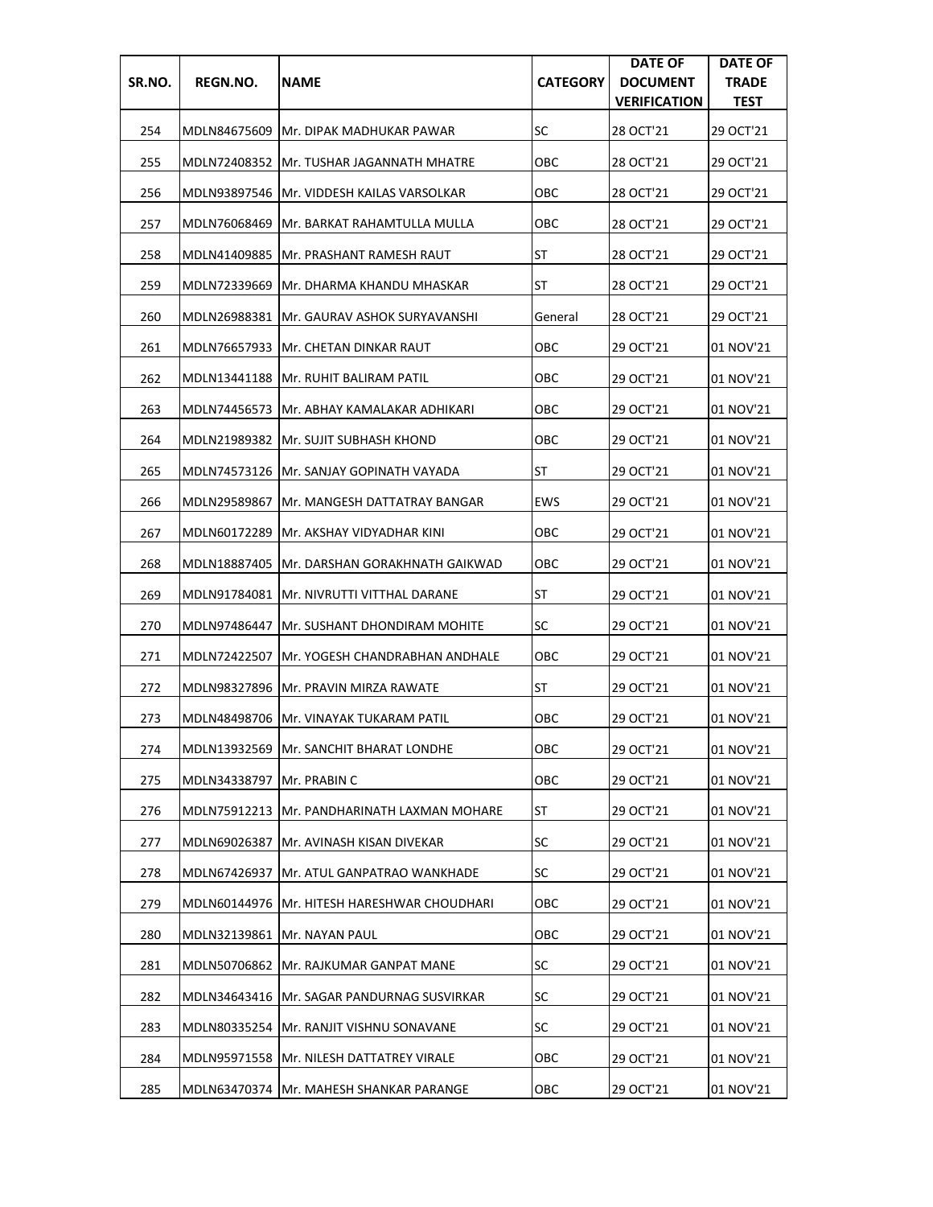| SR.NO. | REGN.NO. | NAME | CATEGORY | DATE OF DOCUMENT VERIFICATION | DATE OF TRADE TEST |
|---|---|---|---|---|---|
| 254 | MDLN84675609 | Mr. DIPAK MADHUKAR PAWAR | SC | 28 OCT'21 | 29 OCT'21 |
| 255 | MDLN72408352 | Mr. TUSHAR JAGANNATH MHATRE | OBC | 28 OCT'21 | 29 OCT'21 |
| 256 | MDLN93897546 | Mr. VIDDESH KAILAS VARSOLKAR | OBC | 28 OCT'21 | 29 OCT'21 |
| 257 | MDLN76068469 | Mr. BARKAT RAHAMTULLA MULLA | OBC | 28 OCT'21 | 29 OCT'21 |
| 258 | MDLN41409885 | Mr. PRASHANT RAMESH RAUT | ST | 28 OCT'21 | 29 OCT'21 |
| 259 | MDLN72339669 | Mr. DHARMA KHANDU MHASKAR | ST | 28 OCT'21 | 29 OCT'21 |
| 260 | MDLN26988381 | Mr. GAURAV ASHOK SURYAVANSHI | General | 28 OCT'21 | 29 OCT'21 |
| 261 | MDLN76657933 | Mr. CHETAN DINKAR RAUT | OBC | 29 OCT'21 | 01 NOV'21 |
| 262 | MDLN13441188 | Mr. RUHIT BALIRAM PATIL | OBC | 29 OCT'21 | 01 NOV'21 |
| 263 | MDLN74456573 | Mr. ABHAY KAMALAKAR ADHIKARI | OBC | 29 OCT'21 | 01 NOV'21 |
| 264 | MDLN21989382 | Mr. SUJIT SUBHASH KHOND | OBC | 29 OCT'21 | 01 NOV'21 |
| 265 | MDLN74573126 | Mr. SANJAY GOPINATH VAYADA | ST | 29 OCT'21 | 01 NOV'21 |
| 266 | MDLN29589867 | Mr. MANGESH DATTATRAY BANGAR | EWS | 29 OCT'21 | 01 NOV'21 |
| 267 | MDLN60172289 | Mr. AKSHAY VIDYADHAR KINI | OBC | 29 OCT'21 | 01 NOV'21 |
| 268 | MDLN18887405 | Mr. DARSHAN GORAKHNATH GAIKWAD | OBC | 29 OCT'21 | 01 NOV'21 |
| 269 | MDLN91784081 | Mr. NIVRUTTI VITTHAL DARANE | ST | 29 OCT'21 | 01 NOV'21 |
| 270 | MDLN97486447 | Mr. SUSHANT DHONDIRAM MOHITE | SC | 29 OCT'21 | 01 NOV'21 |
| 271 | MDLN72422507 | Mr. YOGESH CHANDRABHAN ANDHALE | OBC | 29 OCT'21 | 01 NOV'21 |
| 272 | MDLN98327896 | Mr. PRAVIN MIRZA RAWATE | ST | 29 OCT'21 | 01 NOV'21 |
| 273 | MDLN48498706 | Mr. VINAYAK TUKARAM PATIL | OBC | 29 OCT'21 | 01 NOV'21 |
| 274 | MDLN13932569 | Mr. SANCHIT BHARAT LONDHE | OBC | 29 OCT'21 | 01 NOV'21 |
| 275 | MDLN34338797 | Mr. PRABIN C | OBC | 29 OCT'21 | 01 NOV'21 |
| 276 | MDLN75912213 | Mr. PANDHARINATH LAXMAN MOHARE | ST | 29 OCT'21 | 01 NOV'21 |
| 277 | MDLN69026387 | Mr. AVINASH KISAN DIVEKAR | SC | 29 OCT'21 | 01 NOV'21 |
| 278 | MDLN67426937 | Mr. ATUL GANPATRAO WANKHADE | SC | 29 OCT'21 | 01 NOV'21 |
| 279 | MDLN60144976 | Mr. HITESH HARESHWAR CHOUDHARI | OBC | 29 OCT'21 | 01 NOV'21 |
| 280 | MDLN32139861 | Mr. NAYAN PAUL | OBC | 29 OCT'21 | 01 NOV'21 |
| 281 | MDLN50706862 | Mr. RAJKUMAR GANPAT MANE | SC | 29 OCT'21 | 01 NOV'21 |
| 282 | MDLN34643416 | Mr. SAGAR PANDURNAG SUSVIRKAR | SC | 29 OCT'21 | 01 NOV'21 |
| 283 | MDLN80335254 | Mr. RANJIT VISHNU SONAVANE | SC | 29 OCT'21 | 01 NOV'21 |
| 284 | MDLN95971558 | Mr. NILESH DATTATREY VIRALE | OBC | 29 OCT'21 | 01 NOV'21 |
| 285 | MDLN63470374 | Mr. MAHESH SHANKAR PARANGE | OBC | 29 OCT'21 | 01 NOV'21 |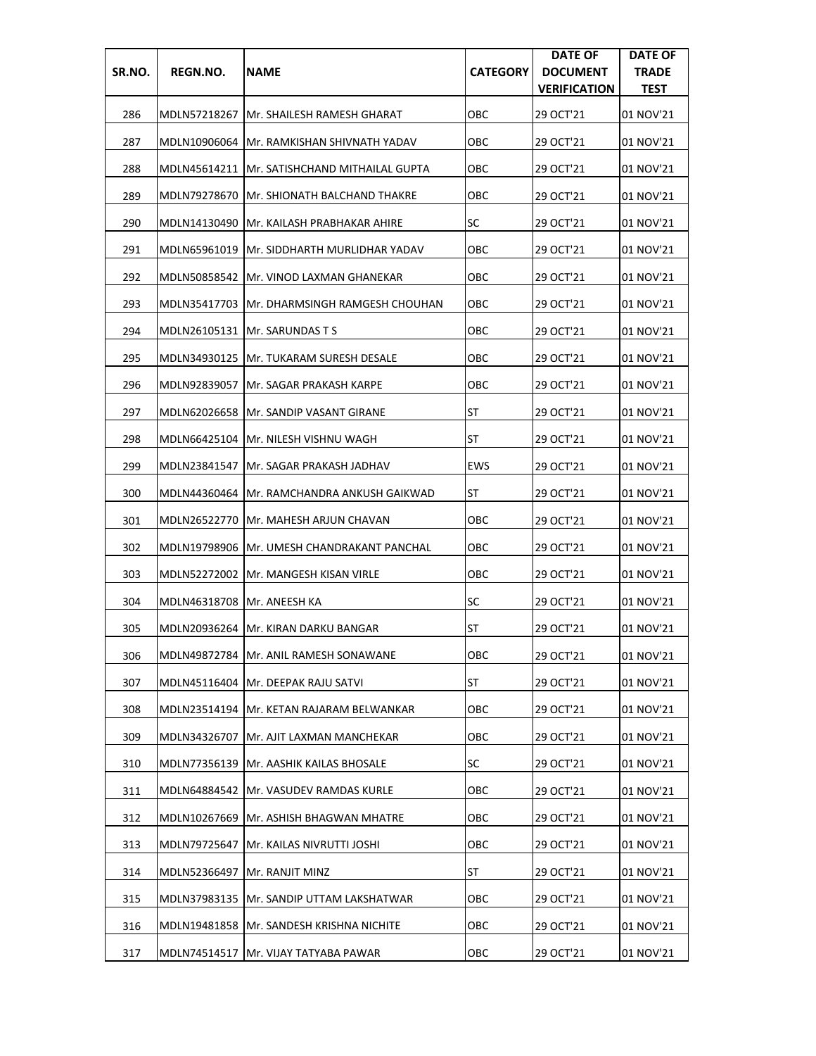| SR.NO. | REGN.NO. | NAME | CATEGORY | DATE OF DOCUMENT VERIFICATION | DATE OF TRADE TEST |
|---|---|---|---|---|---|
| 286 | MDLN57218267 | Mr. SHAILESH RAMESH GHARAT | OBC | 29 OCT'21 | 01 NOV'21 |
| 287 | MDLN10906064 | Mr. RAMKISHAN SHIVNATH YADAV | OBC | 29 OCT'21 | 01 NOV'21 |
| 288 | MDLN45614211 | Mr. SATISHCHAND MITHAILAL GUPTA | OBC | 29 OCT'21 | 01 NOV'21 |
| 289 | MDLN79278670 | Mr. SHIONATH BALCHAND THAKRE | OBC | 29 OCT'21 | 01 NOV'21 |
| 290 | MDLN14130490 | Mr. KAILASH PRABHAKAR AHIRE | SC | 29 OCT'21 | 01 NOV'21 |
| 291 | MDLN65961019 | Mr. SIDDHARTH MURLIDHAR YADAV | OBC | 29 OCT'21 | 01 NOV'21 |
| 292 | MDLN50858542 | Mr. VINOD LAXMAN GHANEKAR | OBC | 29 OCT'21 | 01 NOV'21 |
| 293 | MDLN35417703 | Mr. DHARMSINGH RAMGESH CHOUHAN | OBC | 29 OCT'21 | 01 NOV'21 |
| 294 | MDLN26105131 | Mr. SARUNDAS T S | OBC | 29 OCT'21 | 01 NOV'21 |
| 295 | MDLN34930125 | Mr. TUKARAM SURESH DESALE | OBC | 29 OCT'21 | 01 NOV'21 |
| 296 | MDLN92839057 | Mr. SAGAR PRAKASH KARPE | OBC | 29 OCT'21 | 01 NOV'21 |
| 297 | MDLN62026658 | Mr. SANDIP VASANT GIRANE | ST | 29 OCT'21 | 01 NOV'21 |
| 298 | MDLN66425104 | Mr. NILESH VISHNU WAGH | ST | 29 OCT'21 | 01 NOV'21 |
| 299 | MDLN23841547 | Mr. SAGAR PRAKASH JADHAV | EWS | 29 OCT'21 | 01 NOV'21 |
| 300 | MDLN44360464 | Mr. RAMCHANDRA ANKUSH GAIKWAD | ST | 29 OCT'21 | 01 NOV'21 |
| 301 | MDLN26522770 | Mr. MAHESH ARJUN CHAVAN | OBC | 29 OCT'21 | 01 NOV'21 |
| 302 | MDLN19798906 | Mr. UMESH CHANDRAKANT PANCHAL | OBC | 29 OCT'21 | 01 NOV'21 |
| 303 | MDLN52272002 | Mr. MANGESH KISAN VIRLE | OBC | 29 OCT'21 | 01 NOV'21 |
| 304 | MDLN46318708 | Mr. ANEESH KA | SC | 29 OCT'21 | 01 NOV'21 |
| 305 | MDLN20936264 | Mr. KIRAN DARKU BANGAR | ST | 29 OCT'21 | 01 NOV'21 |
| 306 | MDLN49872784 | Mr. ANIL RAMESH SONAWANE | OBC | 29 OCT'21 | 01 NOV'21 |
| 307 | MDLN45116404 | Mr. DEEPAK RAJU SATVI | ST | 29 OCT'21 | 01 NOV'21 |
| 308 | MDLN23514194 | Mr. KETAN RAJARAM BELWANKAR | OBC | 29 OCT'21 | 01 NOV'21 |
| 309 | MDLN34326707 | Mr. AJIT LAXMAN MANCHEKAR | OBC | 29 OCT'21 | 01 NOV'21 |
| 310 | MDLN77356139 | Mr. AASHIK KAILAS BHOSALE | SC | 29 OCT'21 | 01 NOV'21 |
| 311 | MDLN64884542 | Mr. VASUDEV RAMDAS KURLE | OBC | 29 OCT'21 | 01 NOV'21 |
| 312 | MDLN10267669 | Mr. ASHISH BHAGWAN MHATRE | OBC | 29 OCT'21 | 01 NOV'21 |
| 313 | MDLN79725647 | Mr. KAILAS NIVRUTTI JOSHI | OBC | 29 OCT'21 | 01 NOV'21 |
| 314 | MDLN52366497 | Mr. RANJIT MINZ | ST | 29 OCT'21 | 01 NOV'21 |
| 315 | MDLN37983135 | Mr. SANDIP UTTAM LAKSHATWAR | OBC | 29 OCT'21 | 01 NOV'21 |
| 316 | MDLN19481858 | Mr. SANDESH KRISHNA NICHITE | OBC | 29 OCT'21 | 01 NOV'21 |
| 317 | MDLN74514517 | Mr. VIJAY TATYABA PAWAR | OBC | 29 OCT'21 | 01 NOV'21 |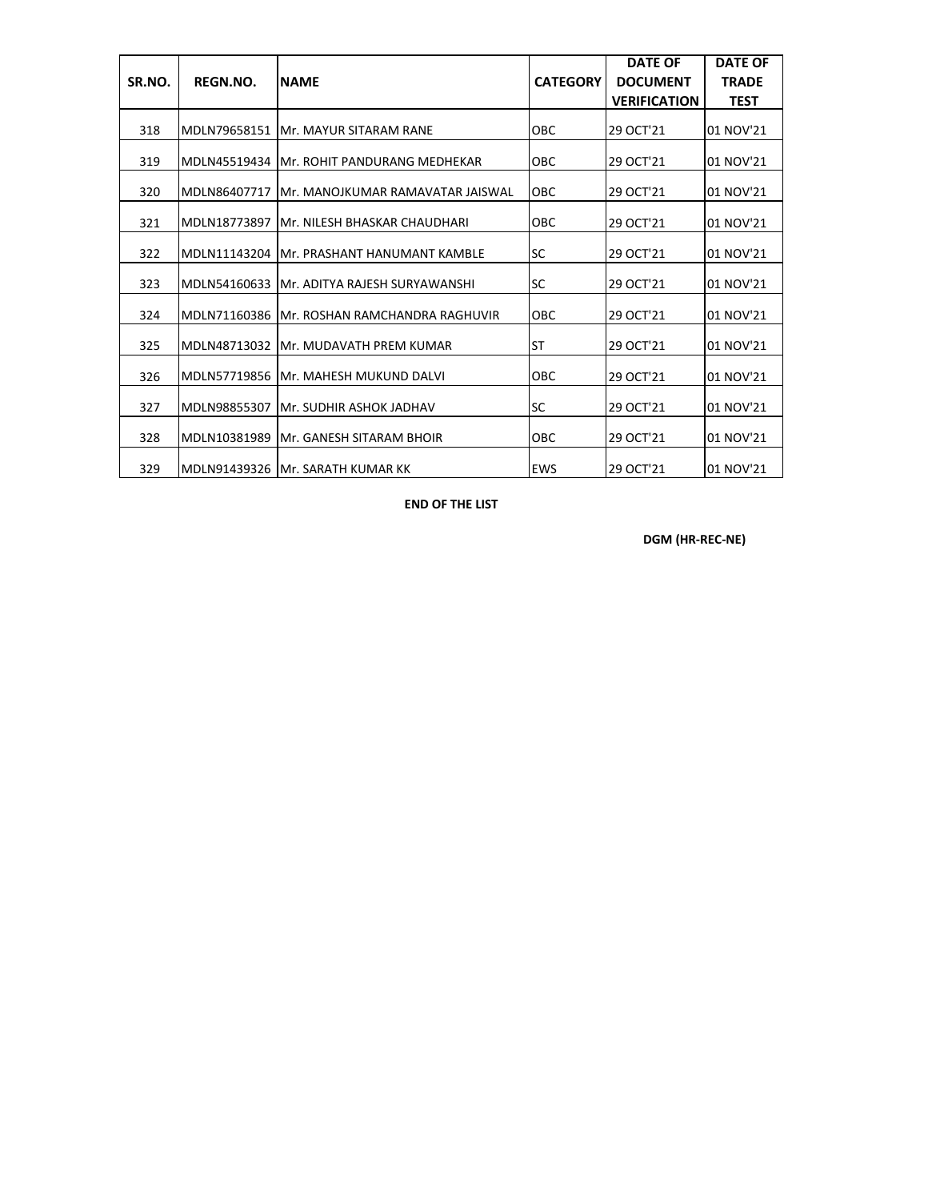| SR.NO. | REGN.NO. | NAME | CATEGORY | DATE OF DOCUMENT VERIFICATION | DATE OF TRADE TEST |
|---|---|---|---|---|---|
| 318 | MDLN79658151 | Mr. MAYUR SITARAM RANE | OBC | 29 OCT'21 | 01 NOV'21 |
| 319 | MDLN45519434 | Mr. ROHIT PANDURANG MEDHEKAR | OBC | 29 OCT'21 | 01 NOV'21 |
| 320 | MDLN86407717 | Mr. MANOJKUMAR RAMAVATAR JAISWAL | OBC | 29 OCT'21 | 01 NOV'21 |
| 321 | MDLN18773897 | Mr. NILESH BHASKAR CHAUDHARI | OBC | 29 OCT'21 | 01 NOV'21 |
| 322 | MDLN11143204 | Mr. PRASHANT HANUMANT KAMBLE | SC | 29 OCT'21 | 01 NOV'21 |
| 323 | MDLN54160633 | Mr. ADITYA RAJESH SURYAWANSHI | SC | 29 OCT'21 | 01 NOV'21 |
| 324 | MDLN71160386 | Mr. ROSHAN RAMCHANDRA RAGHUVIR | OBC | 29 OCT'21 | 01 NOV'21 |
| 325 | MDLN48713032 | Mr. MUDAVATH PREM KUMAR | ST | 29 OCT'21 | 01 NOV'21 |
| 326 | MDLN57719856 | Mr. MAHESH MUKUND DALVI | OBC | 29 OCT'21 | 01 NOV'21 |
| 327 | MDLN98855307 | Mr. SUDHIR ASHOK JADHAV | SC | 29 OCT'21 | 01 NOV'21 |
| 328 | MDLN10381989 | Mr. GANESH SITARAM BHOIR | OBC | 29 OCT'21 | 01 NOV'21 |
| 329 | MDLN91439326 | Mr. SARATH KUMAR KK | EWS | 29 OCT'21 | 01 NOV'21 |

**END OF THE LIST**

**DGM (HR-REC-NE)**